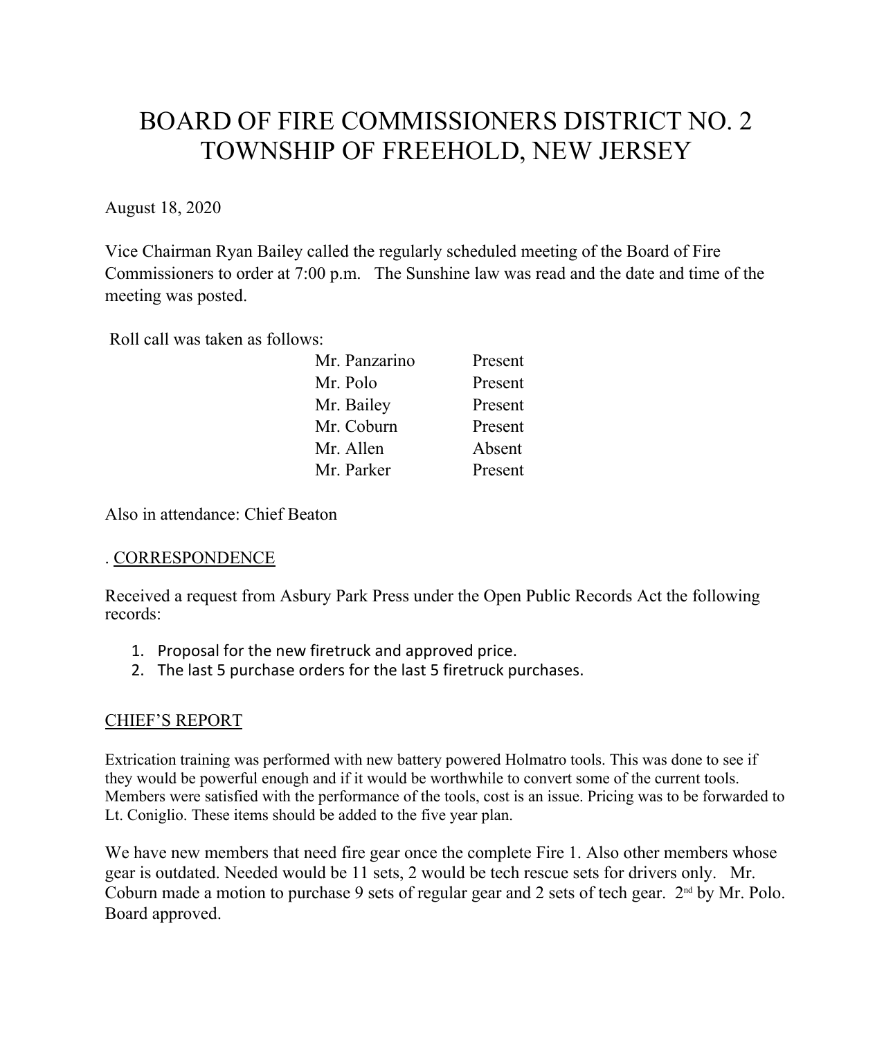# BOARD OF FIRE COMMISSIONERS DISTRICT NO. 2
# TOWNSHIP OF FREEHOLD, NEW JERSEY

August 18, 2020

Vice Chairman Ryan Bailey called the regularly scheduled meeting of the Board of Fire Commissioners to order at 7:00 p.m. The Sunshine law was read and the date and time of the meeting was posted.

Roll call was taken as follows:

| | |
|---|---|
| Mr. Panzarino | Present |
| Mr. Polo | Present |
| Mr. Bailey | Present |
| Mr. Coburn | Present |
| Mr. Allen | Absent |
| Mr. Parker | Present |

Also in attendance: Chief Beaton

. <u>CORRESPONDENCE</u>

Received a request from Asbury Park Press under the Open Public Records Act the following records:

1. Proposal for the new firetruck and approved price.
2. The last 5 purchase orders for the last 5 firetruck purchases.

<u>CHIEF'S REPORT</u>

Extrication training was performed with new battery powered Holmatro tools. This was done to see if they would be powerful enough and if it would be worthwhile to convert some of the current tools. Members were satisfied with the performance of the tools, cost is an issue. Pricing was to be forwarded to Lt. Coniglio. These items should be added to the five year plan.

We have new members that need fire gear once the complete Fire 1. Also other members whose gear is outdated. Needed would be 11 sets, 2 would be tech rescue sets for drivers only. Mr. Coburn made a motion to purchase 9 sets of regular gear and 2 sets of tech gear. 2nd by Mr. Polo. Board approved.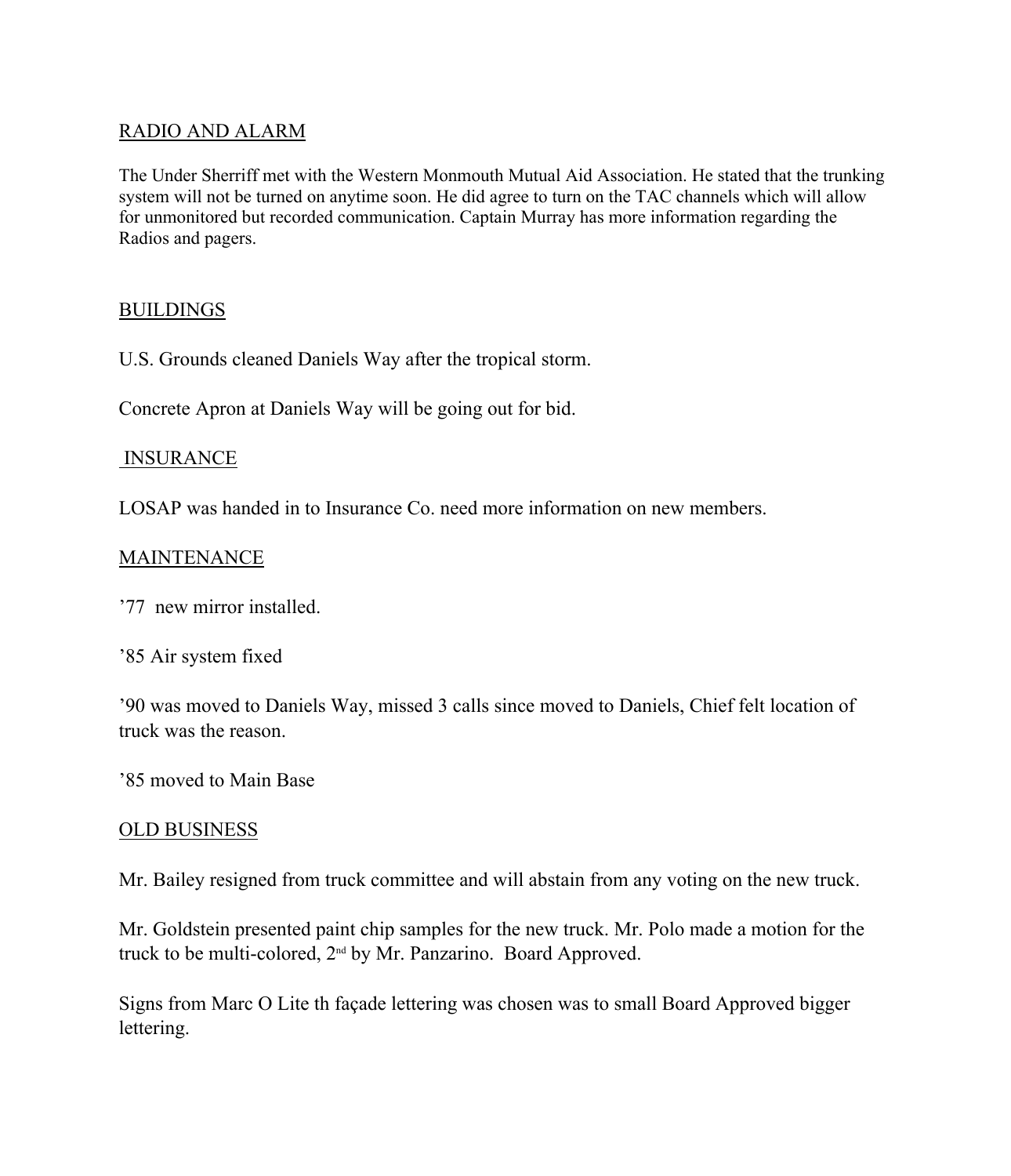## RADIO AND ALARM

The Under Sherriff met with the Western Monmouth Mutual Aid Association. He stated that the trunking system will not be turned on anytime soon. He did agree to turn on the TAC channels which will allow for unmonitored but recorded communication. Captain Murray has more information regarding the Radios and pagers.

## BUILDINGS

U.S. Grounds cleaned Daniels Way after the tropical storm.

Concrete Apron at Daniels Way will be going out for bid.

## INSURANCE

LOSAP was handed in to Insurance Co. need more information on new members.

## MAINTENANCE

’77 new mirror installed.

’85 Air system fixed

’90 was moved to Daniels Way, missed 3 calls since moved to Daniels, Chief felt location of truck was the reason.

’85 moved to Main Base

## OLD BUSINESS

Mr. Bailey resigned from truck committee and will abstain from any voting on the new truck.

Mr. Goldstein presented paint chip samples for the new truck. Mr. Polo made a motion for the truck to be multi-colored, 2nd by Mr. Panzarino. Board Approved.

Signs from Marc O Lite th façade lettering was chosen was to small Board Approved bigger lettering.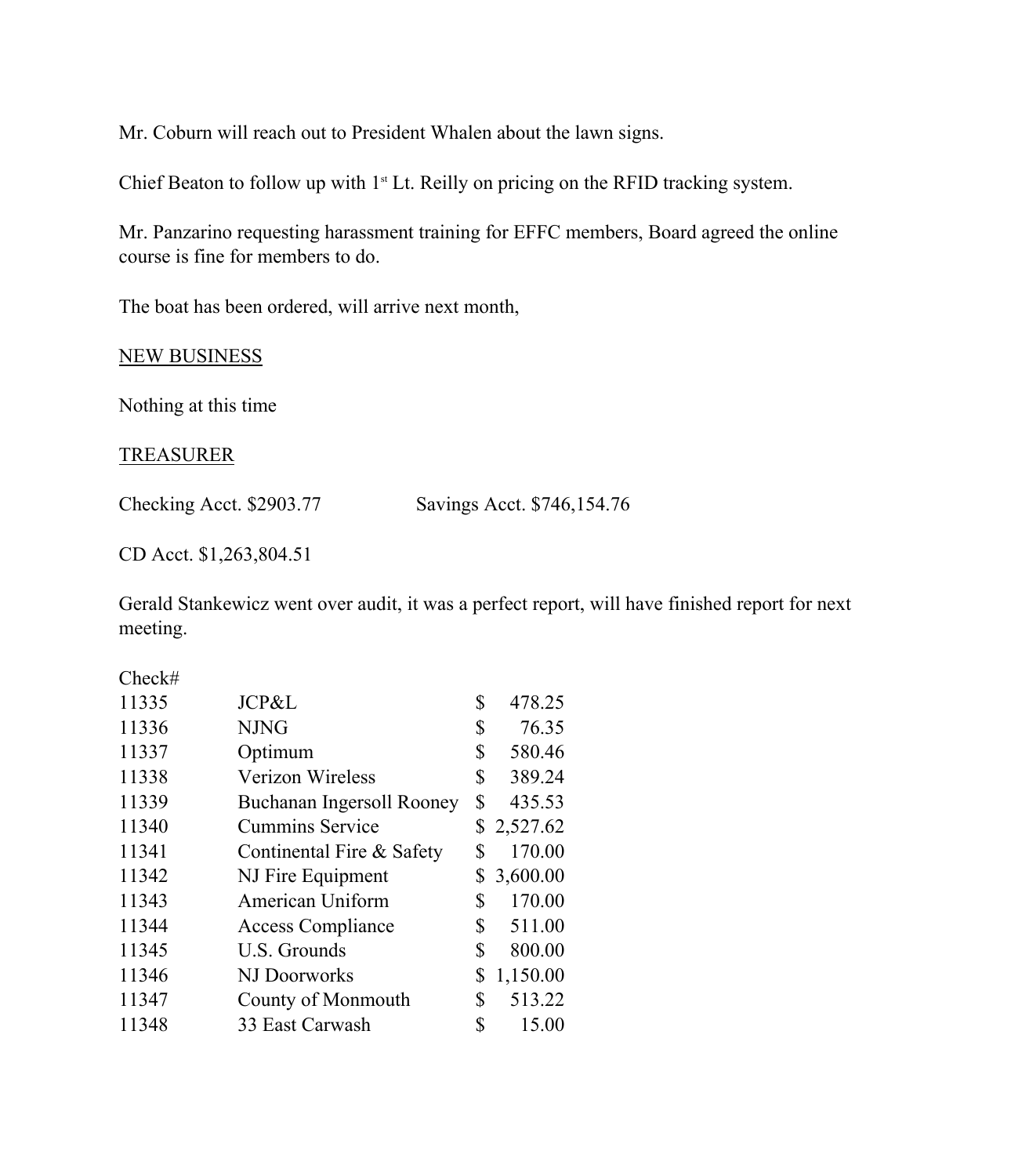Mr. Coburn will reach out to President Whalen about the lawn signs.

Chief Beaton to follow up with 1st Lt. Reilly on pricing on the RFID tracking system.

Mr. Panzarino requesting harassment training for EFFC members, Board agreed the online course is fine for members to do.

The boat has been ordered, will arrive next month,

NEW BUSINESS

Nothing at this time

TREASURER

Checking Acct. $2903.77 Savings Acct. $746,154.76

CD Acct. $1,263,804.51

Gerald Stankewicz went over audit, it was a perfect report, will have finished report for next meeting.

| Check# | | |
|---|---|---|
| 11335 | JCP&L | $ 478.25 |
| 11336 | NJNG | $ 76.35 |
| 11337 | Optimum | $ 580.46 |
| 11338 | Verizon Wireless | $ 389.24 |
| 11339 | Buchanan Ingersoll Rooney | $ 435.53 |
| 11340 | Cummins Service | $ 2,527.62 |
| 11341 | Continental Fire & Safety | $ 170.00 |
| 11342 | NJ Fire Equipment | $ 3,600.00 |
| 11343 | American Uniform | $ 170.00 |
| 11344 | Access Compliance | $ 511.00 |
| 11345 | U.S. Grounds | $ 800.00 |
| 11346 | NJ Doorworks | $ 1,150.00 |
| 11347 | County of Monmouth | $ 513.22 |
| 11348 | 33 East Carwash | $ 15.00 |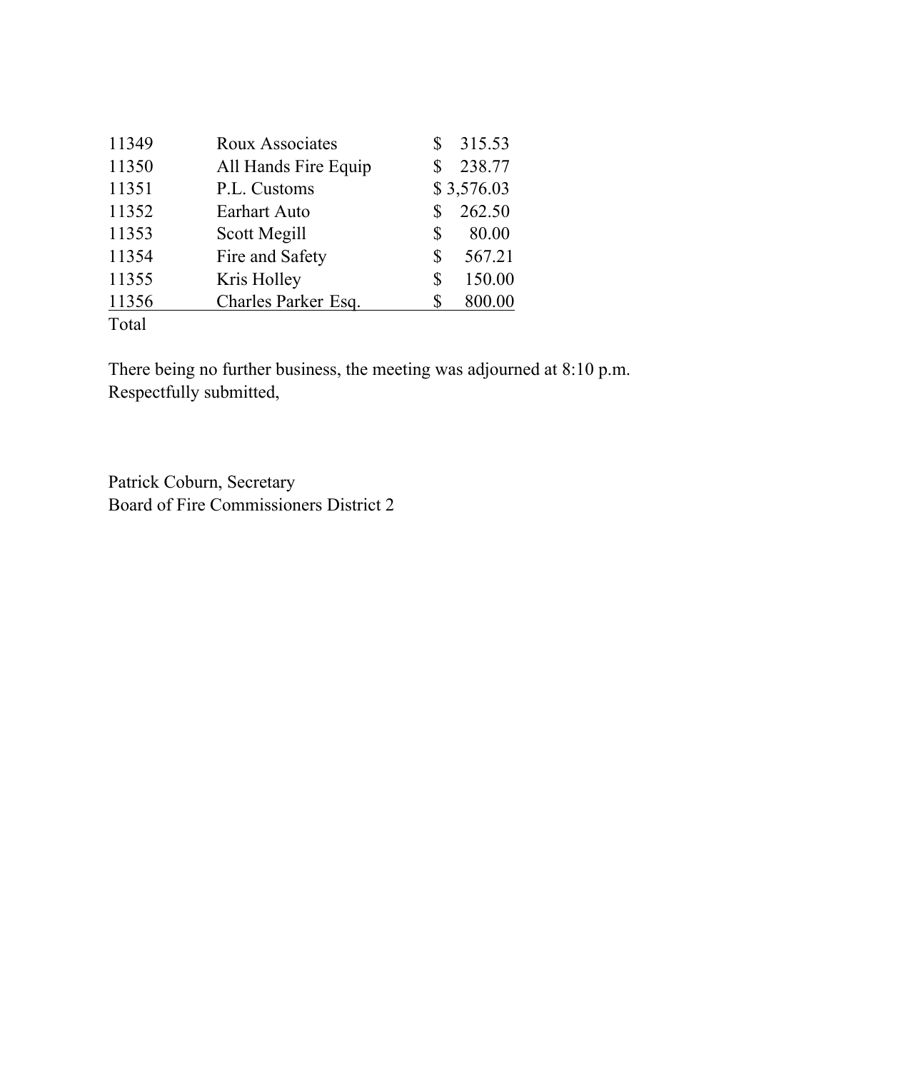| | | |
|---|---|---|
| 11349 | Roux Associates | $ 315.53 |
| 11350 | All Hands Fire Equip | $ 238.77 |
| 11351 | P.L. Customs | $ 3,576.03 |
| 11352 | Earhart Auto | $ 262.50 |
| 11353 | Scott Megill | $ 80.00 |
| 11354 | Fire and Safety | $ 567.21 |
| 11355 | Kris Holley | $ 150.00 |
| 11356 | Charles Parker Esq. | $ 800.00 |
| Total | | |

There being no further business, the meeting was adjourned at 8:10 p.m.
Respectfully submitted,

Patrick Coburn, Secretary
Board of Fire Commissioners District 2